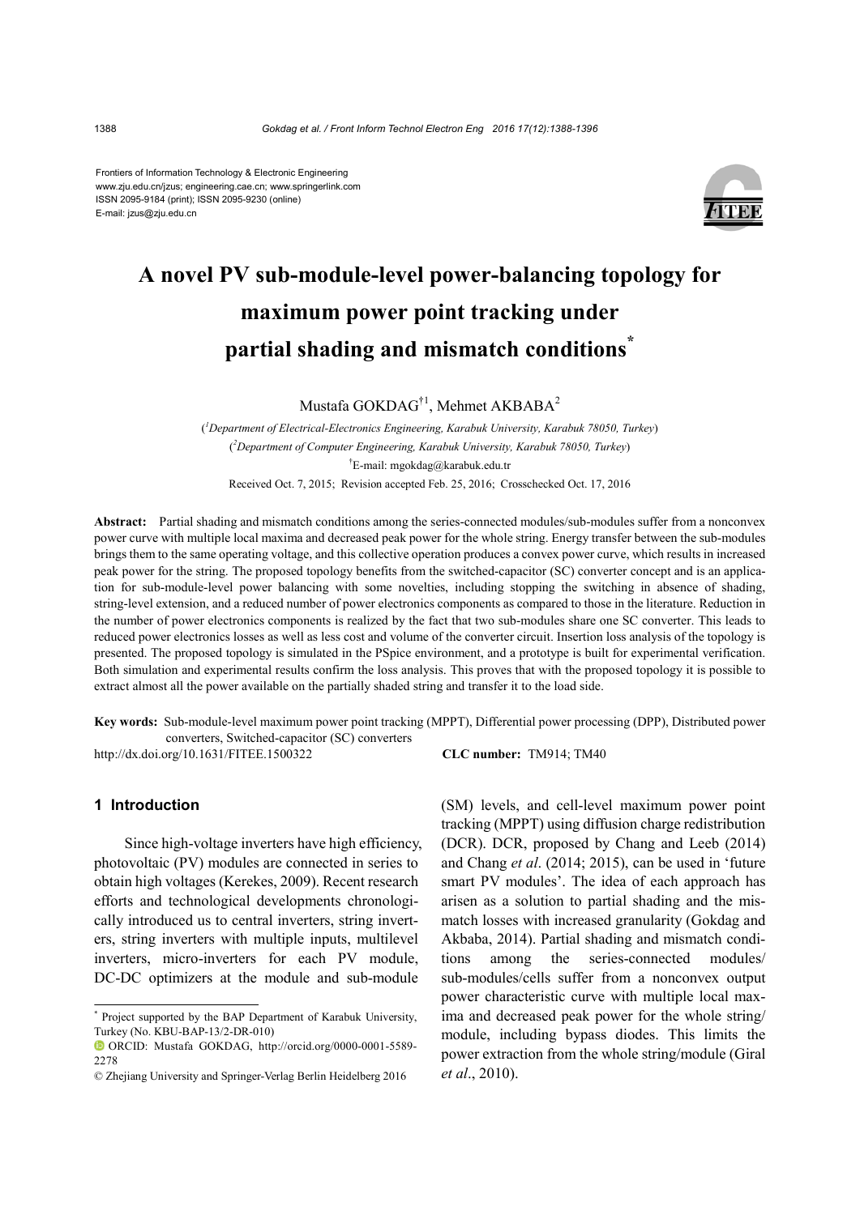Frontiers of Information Technology & Electronic Engineering
www.zju.edu.cn/jzus; engineering.cae.cn; www.springerlink.com
ISSN 2095-9184 (print); ISSN 2095-9230 (online)
E-mail: jzus@zju.edu.cn

# A novel PV sub-module-level power-balancing topology for maximum power point tracking under partial shading and mismatch conditions*

Mustafa GOKDAG†1, Mehmet AKBABA[2]

([1]Department of Electrical-Electronics Engineering, Karabuk University, Karabuk 78050, Turkey)
([2]Department of Computer Engineering, Karabuk University, Karabuk 78050, Turkey)
†E-mail: mgokdag@karabuk.edu.tr

Received Oct. 7, 2015; Revision accepted Feb. 25, 2016; Crosschecked Oct. 17, 2016

**Abstract:** Partial shading and mismatch conditions among the series-connected modules/sub-modules suffer from a nonconvex power curve with multiple local maxima and decreased peak power for the whole string. Energy transfer between the sub-modules brings them to the same operating voltage, and this collective operation produces a convex power curve, which results in increased peak power for the string. The proposed topology benefits from the switched-capacitor (SC) converter concept and is an application for sub-module-level power balancing with some novelties, including stopping the switching in absence of shading, string-level extension, and a reduced number of power electronics components as compared to those in the literature. Reduction in the number of power electronics components is realized by the fact that two sub-modules share one SC converter. This leads to reduced power electronics losses as well as less cost and volume of the converter circuit. Insertion loss analysis of the topology is presented. The proposed topology is simulated in the PSpice environment, and a prototype is built for experimental verification. Both simulation and experimental results confirm the loss analysis. This proves that with the proposed topology it is possible to extract almost all the power available on the partially shaded string and transfer it to the load side.

**Key words:** Sub-module-level maximum power point tracking (MPPT), Differential power processing (DPP), Distributed power converters, Switched-capacitor (SC) converters

http://dx.doi.org/10.1631/FITEE.1500322 **CLC number:** TM914; TM40

## 1 Introduction

Since high-voltage inverters have high efficiency, photovoltaic (PV) modules are connected in series to obtain high voltages (Kerekes, 2009). Recent research efforts and technological developments chronologically introduced us to central inverters, string inverters, string inverters with multiple inputs, multilevel inverters, micro-inverters for each PV module, DC-DC optimizers at the module and sub-module (SM) levels, and cell-level maximum power point tracking (MPPT) using diffusion charge redistribution (DCR). DCR, proposed by Chang and Leeb (2014) and Chang *et al*. (2014; 2015), can be used in 'future smart PV modules'. The idea of each approach has arisen as a solution to partial shading and the mismatch losses with increased granularity (Gokdag and Akbaba, 2014). Partial shading and mismatch conditions among the series-connected modules/ sub-modules/cells suffer from a nonconvex output power characteristic curve with multiple local maxima and decreased peak power for the whole string/ module, including bypass diodes. This limits the power extraction from the whole string/module (Giral *et al*., 2010).

---

* Project supported by the BAP Department of Karabuk University, Turkey (No. KBU-BAP-13/2-DR-010)

ORCID: Mustafa GOKDAG, http://orcid.org/0000-0001-5589-2278

© Zhejiang University and Springer-Verlag Berlin Heidelberg 2016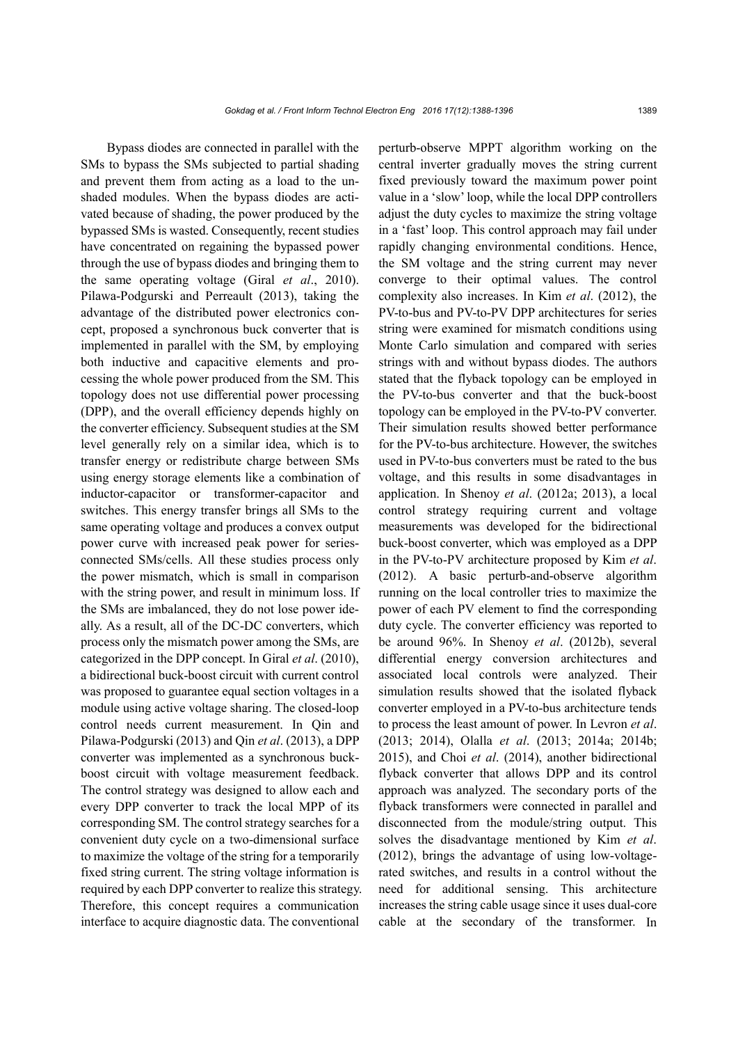Bypass diodes are connected in parallel with the SMs to bypass the SMs subjected to partial shading and prevent them from acting as a load to the unshaded modules. When the bypass diodes are activated because of shading, the power produced by the bypassed SMs is wasted. Consequently, recent studies have concentrated on regaining the bypassed power through the use of bypass diodes and bringing them to the same operating voltage (Giral *et al*., 2010). Pilawa-Podgurski and Perreault (2013), taking the advantage of the distributed power electronics concept, proposed a synchronous buck converter that is implemented in parallel with the SM, by employing both inductive and capacitive elements and processing the whole power produced from the SM. This topology does not use differential power processing (DPP), and the overall efficiency depends highly on the converter efficiency. Subsequent studies at the SM level generally rely on a similar idea, which is to transfer energy or redistribute charge between SMs using energy storage elements like a combination of inductor-capacitor or transformer-capacitor and switches. This energy transfer brings all SMs to the same operating voltage and produces a convex output power curve with increased peak power for series-connected SMs/cells. All these studies process only the power mismatch, which is small in comparison with the string power, and result in minimum loss. If the SMs are imbalanced, they do not lose power ideally. As a result, all of the DC-DC converters, which process only the mismatch power among the SMs, are categorized in the DPP concept. In Giral *et al*. (2010), a bidirectional buck-boost circuit with current control was proposed to guarantee equal section voltages in a module using active voltage sharing. The closed-loop control needs current measurement. In Qin and Pilawa-Podgurski (2013) and Qin *et al*. (2013), a DPP converter was implemented as a synchronous buck-boost circuit with voltage measurement feedback. The control strategy was designed to allow each and every DPP converter to track the local MPP of its corresponding SM. The control strategy searches for a convenient duty cycle on a two-dimensional surface to maximize the voltage of the string for a temporarily fixed string current. The string voltage information is required by each DPP converter to realize this strategy. Therefore, this concept requires a communication interface to acquire diagnostic data. The conventional perturb-observe MPPT algorithm working on the central inverter gradually moves the string current fixed previously toward the maximum power point value in a 'slow' loop, while the local DPP controllers adjust the duty cycles to maximize the string voltage in a 'fast' loop. This control approach may fail under rapidly changing environmental conditions. Hence, the SM voltage and the string current may never converge to their optimal values. The control complexity also increases. In Kim *et al*. (2012), the PV-to-bus and PV-to-PV DPP architectures for series string were examined for mismatch conditions using Monte Carlo simulation and compared with series strings with and without bypass diodes. The authors stated that the flyback topology can be employed in the PV-to-bus converter and that the buck-boost topology can be employed in the PV-to-PV converter. Their simulation results showed better performance for the PV-to-bus architecture. However, the switches used in PV-to-bus converters must be rated to the bus voltage, and this results in some disadvantages in application. In Shenoy *et al*. (2012a; 2013), a local control strategy requiring current and voltage measurements was developed for the bidirectional buck-boost converter, which was employed as a DPP in the PV-to-PV architecture proposed by Kim *et al*. (2012). A basic perturb-and-observe algorithm running on the local controller tries to maximize the power of each PV element to find the corresponding duty cycle. The converter efficiency was reported to be around 96%. In Shenoy *et al*. (2012b), several differential energy conversion architectures and associated local controls were analyzed. Their simulation results showed that the isolated flyback converter employed in a PV-to-bus architecture tends to process the least amount of power. In Levron *et al*. (2013; 2014), Olalla *et al*. (2013; 2014a; 2014b; 2015), and Choi *et al*. (2014), another bidirectional flyback converter that allows DPP and its control approach was analyzed. The secondary ports of the flyback transformers were connected in parallel and disconnected from the module/string output. This solves the disadvantage mentioned by Kim *et al*. (2012), brings the advantage of using low-voltage-rated switches, and results in a control without the need for additional sensing. This architecture increases the string cable usage since it uses dual-core cable at the secondary of the transformer. In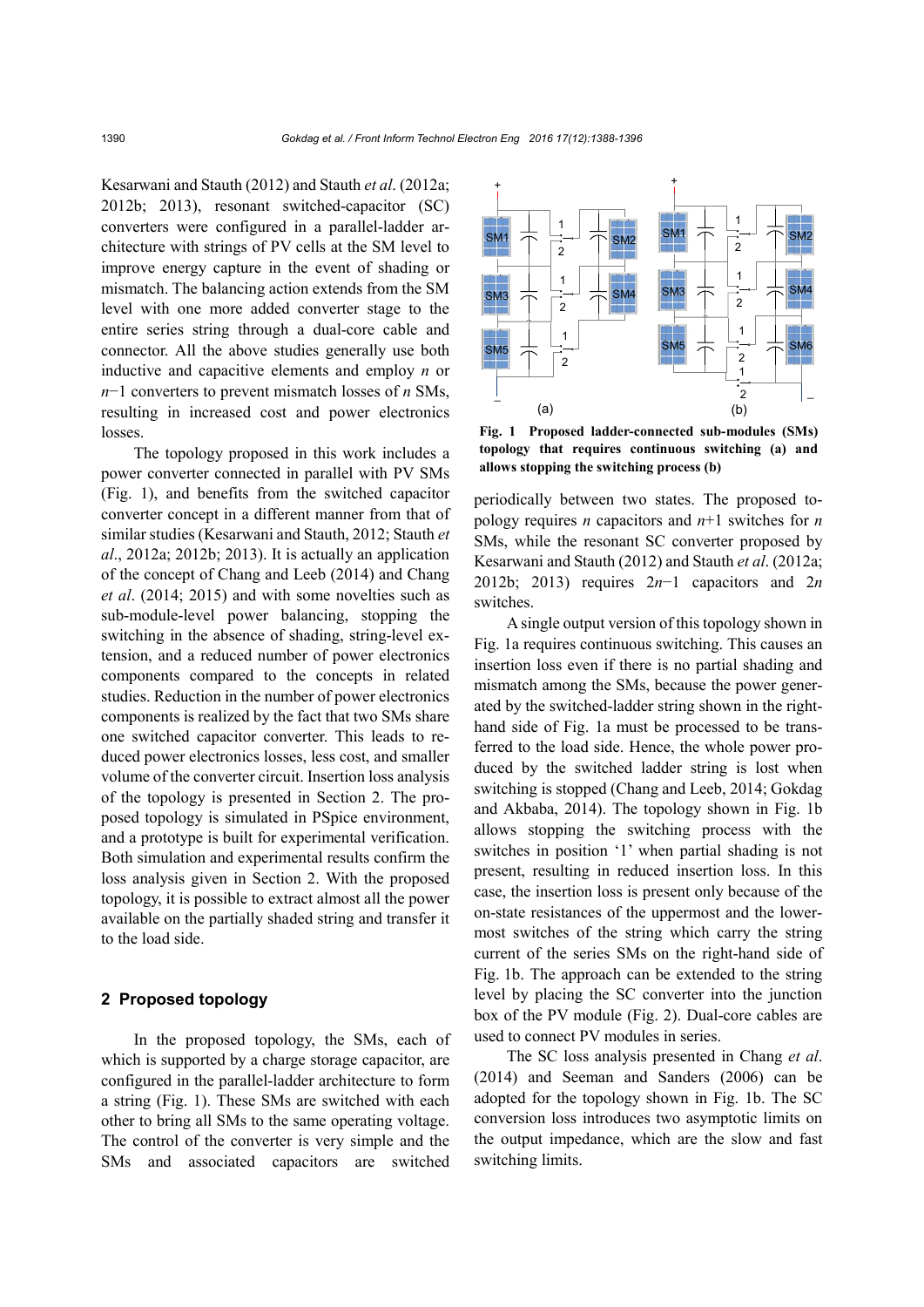Kesarwani and Stauth (2012) and Stauth *et al*. (2012a; 2012b; 2013), resonant switched-capacitor (SC) converters were configured in a parallel-ladder architecture with strings of PV cells at the SM level to improve energy capture in the event of shading or mismatch. The balancing action extends from the SM level with one more added converter stage to the entire series string through a dual-core cable and connector. All the above studies generally use both inductive and capacitive elements and employ $n$ or $n-1$ converters to prevent mismatch losses of $n$ SMs, resulting in increased cost and power electronics losses.

The topology proposed in this work includes a power converter connected in parallel with PV SMs (Fig. 1), and benefits from the switched capacitor converter concept in a different manner from that of similar studies (Kesarwani and Stauth, 2012; Stauth *et al*., 2012a; 2012b; 2013). It is actually an application of the concept of Chang and Leeb (2014) and Chang *et al*. (2014; 2015) and with some novelties such as sub-module-level power balancing, stopping the switching in the absence of shading, string-level extension, and a reduced number of power electronics components compared to the concepts in related studies. Reduction in the number of power electronics components is realized by the fact that two SMs share one switched capacitor converter. This leads to reduced power electronics losses, less cost, and smaller volume of the converter circuit. Insertion loss analysis of the topology is presented in Section 2. The proposed topology is simulated in PSpice environment, and a prototype is built for experimental verification. Both simulation and experimental results confirm the loss analysis given in Section 2. With the proposed topology, it is possible to extract almost all the power available on the partially shaded string and transfer it to the load side.

## 2 Proposed topology

In the proposed topology, the SMs, each of which is supported by a charge storage capacitor, are configured in the parallel-ladder architecture to form a string (Fig. 1). These SMs are switched with each other to bring all SMs to the same operating voltage. The control of the converter is very simple and the SMs and associated capacitors are switched periodically between two states. The proposed topology requires $n$ capacitors and $n+1$ switches for $n$ SMs, while the resonant SC converter proposed by Kesarwani and Stauth (2012) and Stauth *et al*. (2012a; 2012b; 2013) requires $2n-1$ capacitors and $2n$ switches.

**Fig. 1 Proposed ladder-connected sub-modules (SMs) topology that requires continuous switching (a) and allows stopping the switching process (b)**

A single output version of this topology shown in Fig. 1a requires continuous switching. This causes an insertion loss even if there is no partial shading and mismatch among the SMs, because the power generated by the switched-ladder string shown in the right-hand side of Fig. 1a must be processed to be transferred to the load side. Hence, the whole power produced by the switched ladder string is lost when switching is stopped (Chang and Leeb, 2014; Gokdag and Akbaba, 2014). The topology shown in Fig. 1b allows stopping the switching process with the switches in position '1' when partial shading is not present, resulting in reduced insertion loss. In this case, the insertion loss is present only because of the on-state resistances of the uppermost and the lowermost switches of the string which carry the string current of the series SMs on the right-hand side of Fig. 1b. The approach can be extended to the string level by placing the SC converter into the junction box of the PV module (Fig. 2). Dual-core cables are used to connect PV modules in series.

The SC loss analysis presented in Chang *et al*. (2014) and Seeman and Sanders (2006) can be adopted for the topology shown in Fig. 1b. The SC conversion loss introduces two asymptotic limits on the output impedance, which are the slow and fast switching limits.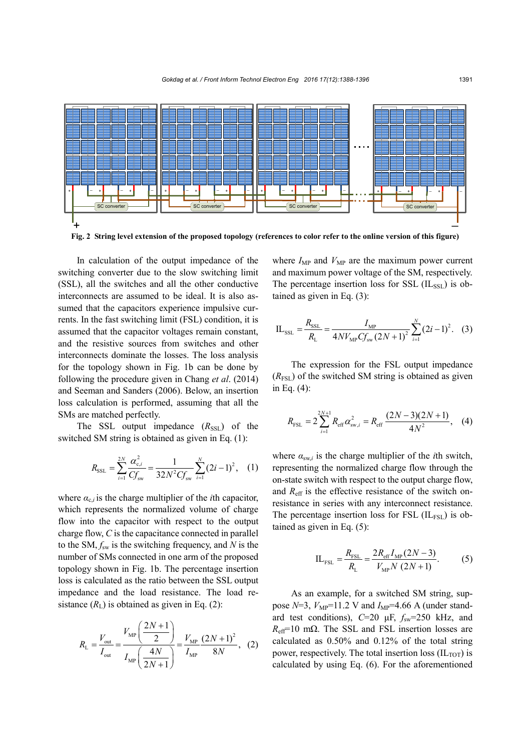Fig. 2 String level extension of the proposed topology (references to color refer to the online version of this figure)

In calculation of the output impedance of the switching converter due to the slow switching limit (SSL), all the switches and all the other conductive interconnects are assumed to be ideal. It is also assumed that the capacitors experience impulsive currents. In the fast switching limit (FSL) condition, it is assumed that the capacitor voltages remain constant, and the resistive sources from switches and other interconnects dominate the losses. The loss analysis for the topology shown in Fig. 1b can be done by following the procedure given in Chang *et al*. (2014) and Seeman and Sanders (2006). Below, an insertion loss calculation is performed, assuming that all the SMs are matched perfectly.

The SSL output impedance ($R_{\text{SSL}}$) of the switched SM string is obtained as given in Eq. (1):

$$R_{\text{SSL}} = \sum_{i=1}^{2N} \frac{\alpha_{\text{c},i}^2}{Cf_{\text{sw}}} = \frac{1}{32N^2Cf_{\text{sw}}} \sum_{i=1}^{N} (2i-1)^2, \quad (1)$$

where $\alpha_{\text{c},i}$ is the charge multiplier of the $i$th capacitor, which represents the normalized volume of charge flow into the capacitor with respect to the output charge flow, $C$ is the capacitance connected in parallel to the SM, $f_{\text{sw}}$ is the switching frequency, and $N$ is the number of SMs connected in one arm of the proposed topology shown in Fig. 1b. The percentage insertion loss is calculated as the ratio between the SSL output impedance and the load resistance. The load resistance ($R_{\text{L}}$) is obtained as given in Eq. (2):

$$R_{\text{L}} = \frac{V_{\text{out}}}{I_{\text{out}}} = \frac{V_{\text{MP}}\left(\dfrac{2N+1}{2}\right)}{I_{\text{MP}}\left(\dfrac{4N}{2N+1}\right)} = \frac{V_{\text{MP}}}{I_{\text{MP}}} \frac{(2N+1)^2}{8N}, \quad (2)$$

where $I_{\text{MP}}$ and $V_{\text{MP}}$ are the maximum power current and maximum power voltage of the SM, respectively. The percentage insertion loss for SSL ($\text{IL}_{\text{SSL}}$) is obtained as given in Eq. (3):

$$\text{IL}_{\text{SSL}} = \frac{R_{\text{SSL}}}{R_{\text{L}}} = \frac{I_{\text{MP}}}{4NV_{\text{MP}}Cf_{\text{sw}}(2N+1)^2} \sum_{i=1}^{N} (2i-1)^2. \quad (3)$$

The expression for the FSL output impedance ($R_{\text{FSL}}$) of the switched SM string is obtained as given in Eq. (4):

$$R_{\text{FSL}} = 2\sum_{i=1}^{2N+1} R_{\text{eff}}\alpha_{\text{sw},i}^2 = R_{\text{eff}} \frac{(2N-3)(2N+1)}{4N^2}, \quad (4)$$

where $\alpha_{\text{sw},i}$ is the charge multiplier of the $i$th switch, representing the normalized charge flow through the on-state switch with respect to the output charge flow, and $R_{\text{eff}}$ is the effective resistance of the switch on-resistance in series with any interconnect resistance. The percentage insertion loss for FSL ($\text{IL}_{\text{FSL}}$) is obtained as given in Eq. (5):

$$\text{IL}_{\text{FSL}} = \frac{R_{\text{FSL}}}{R_{\text{L}}} = \frac{2R_{\text{eff}}I_{\text{MP}}(2N-3)}{V_{\text{MP}}N\,(2N+1)}. \quad (5)$$

As an example, for a switched SM string, suppose $N$=3, $V_{\text{MP}}$=11.2 V and $I_{\text{MP}}$=4.66 A (under standard test conditions), $C$=20 μF, $f_{\text{sw}}$=250 kHz, and $R_{\text{eff}}$=10 mΩ. The SSL and FSL insertion losses are calculated as 0.50% and 0.12% of the total string power, respectively. The total insertion loss ($\text{IL}_{\text{TOT}}$) is calculated by using Eq. (6). For the aforementioned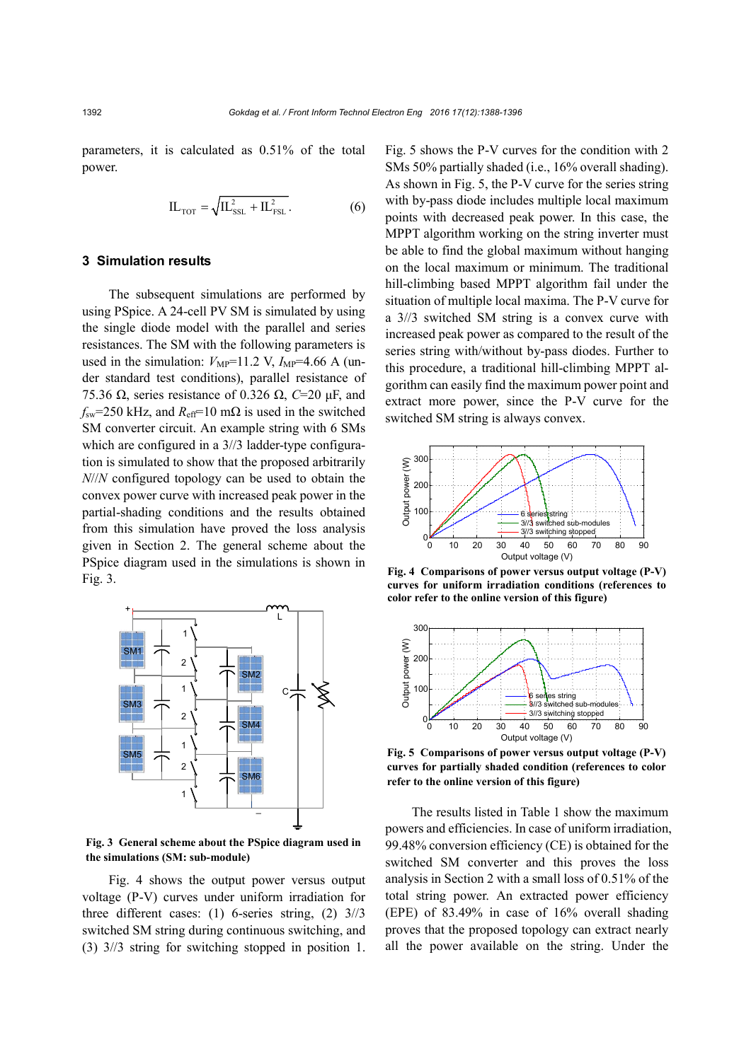parameters, it is calculated as 0.51% of the total power.

$$\text{IL}_{\text{TOT}} = \sqrt{\text{IL}_{\text{SSL}}^2 + \text{IL}_{\text{FSL}}^2}. \tag{6}$$

## 3 Simulation results

The subsequent simulations are performed by using PSpice. A 24-cell PV SM is simulated by using the single diode model with the parallel and series resistances. The SM with the following parameters is used in the simulation: $V_{\text{MP}}$=11.2 V, $I_{\text{MP}}$=4.66 A (under standard test conditions), parallel resistance of 75.36 Ω, series resistance of 0.326 Ω, $C$=20 μF, and $f_{\text{sw}}$=250 kHz, and $R_{\text{eff}}$=10 mΩ is used in the switched SM converter circuit. An example string with 6 SMs which are configured in a 3//3 ladder-type configuration is simulated to show that the proposed arbitrarily $N$//$N$ configured topology can be used to obtain the convex power curve with increased peak power in the partial-shading conditions and the results obtained from this simulation have proved the loss analysis given in Section 2. The general scheme about the PSpice diagram used in the simulations is shown in Fig. 3.

**Fig. 3 General scheme about the PSpice diagram used in the simulations (SM: sub-module)**

Fig. 4 shows the output power versus output voltage (P-V) curves under uniform irradiation for three different cases: (1) 6-series string, (2) 3//3 switched SM string during continuous switching, and (3) 3//3 string for switching stopped in position 1. Fig. 5 shows the P-V curves for the condition with 2 SMs 50% partially shaded (i.e., 16% overall shading). As shown in Fig. 5, the P-V curve for the series string with by-pass diode includes multiple local maximum points with decreased peak power. In this case, the MPPT algorithm working on the string inverter must be able to find the global maximum without hanging on the local maximum or minimum. The traditional hill-climbing based MPPT algorithm fail under the situation of multiple local maxima. The P-V curve for a 3//3 switched SM string is a convex curve with increased peak power as compared to the result of the series string with/without by-pass diodes. Further to this procedure, a traditional hill-climbing MPPT algorithm can easily find the maximum power point and extract more power, since the P-V curve for the switched SM string is always convex.

**Fig. 4 Comparisons of power versus output voltage (P-V) curves for uniform irradiation conditions (references to color refer to the online version of this figure)**

**Fig. 5 Comparisons of power versus output voltage (P-V) curves for partially shaded condition (references to color refer to the online version of this figure)**

The results listed in Table 1 show the maximum powers and efficiencies. In case of uniform irradiation, 99.48% conversion efficiency (CE) is obtained for the switched SM converter and this proves the loss analysis in Section 2 with a small loss of 0.51% of the total string power. An extracted power efficiency (EPE) of 83.49% in case of 16% overall shading proves that the proposed topology can extract nearly all the power available on the string. Under the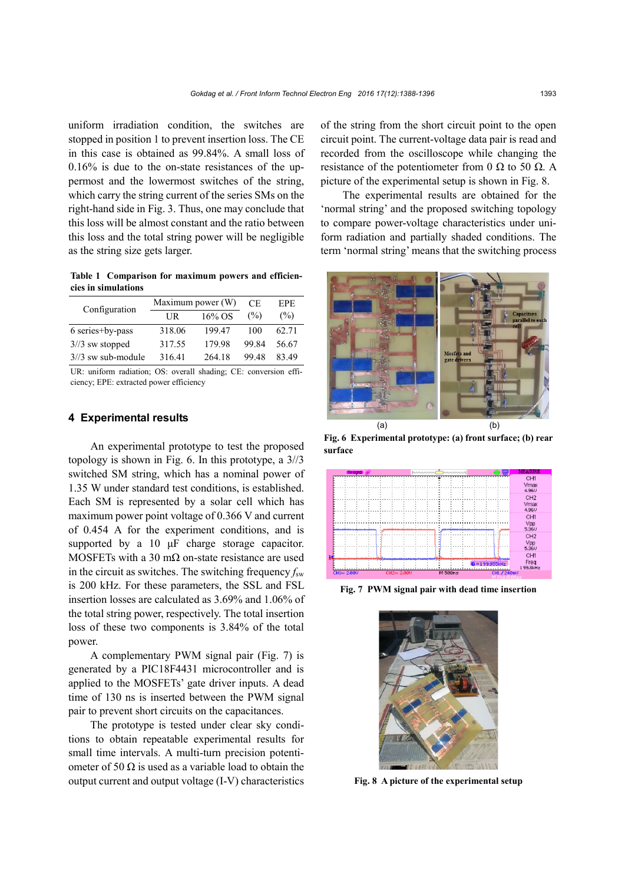uniform irradiation condition, the switches are stopped in position 1 to prevent insertion loss. The CE in this case is obtained as 99.84%. A small loss of 0.16% is due to the on-state resistances of the uppermost and the lowermost switches of the string, which carry the string current of the series SMs on the right-hand side in Fig. 3. Thus, one may conclude that this loss will be almost constant and the ratio between this loss and the total string power will be negligible as the string size gets larger.

**Table 1 Comparison for maximum powers and efficiencies in simulations**

| Configuration | Maximum power (W) | | CE (%) | EPE (%) |
|---|---|---|---|---|
| | UR | 16% OS | | |
| 6 series+by-pass | 318.06 | 199.47 | 100 | 62.71 |
| 3//3 sw stopped | 317.55 | 179.98 | 99.84 | 56.67 |
| 3//3 sw sub-module | 316.41 | 264.18 | 99.48 | 83.49 |

UR: uniform radiation; OS: overall shading; CE: conversion efficiency; EPE: extracted power efficiency

## 4 Experimental results

An experimental prototype to test the proposed topology is shown in Fig. 6. In this prototype, a 3//3 switched SM string, which has a nominal power of 1.35 W under standard test conditions, is established. Each SM is represented by a solar cell which has maximum power point voltage of 0.366 V and current of 0.454 A for the experiment conditions, and is supported by a 10 μF charge storage capacitor. MOSFETs with a 30 mΩ on-state resistance are used in the circuit as switches. The switching frequency $f_{sw}$ is 200 kHz. For these parameters, the SSL and FSL insertion losses are calculated as 3.69% and 1.06% of the total string power, respectively. The total insertion loss of these two components is 3.84% of the total power.

A complementary PWM signal pair (Fig. 7) is generated by a PIC18F4431 microcontroller and is applied to the MOSFETs' gate driver inputs. A dead time of 130 ns is inserted between the PWM signal pair to prevent short circuits on the capacitances.

The prototype is tested under clear sky conditions to obtain repeatable experimental results for small time intervals. A multi-turn precision potentiometer of 50 Ω is used as a variable load to obtain the output current and output voltage (I-V) characteristics of the string from the short circuit point to the open circuit point. The current-voltage data pair is read and recorded from the oscilloscope while changing the resistance of the potentiometer from 0 Ω to 50 Ω. A picture of the experimental setup is shown in Fig. 8.

The experimental results are obtained for the 'normal string' and the proposed switching topology to compare power-voltage characteristics under uniform radiation and partially shaded conditions. The term 'normal string' means that the switching process

**Fig. 6 Experimental prototype: (a) front surface; (b) rear surface**

**Fig. 7 PWM signal pair with dead time insertion**

**Fig. 8 A picture of the experimental setup**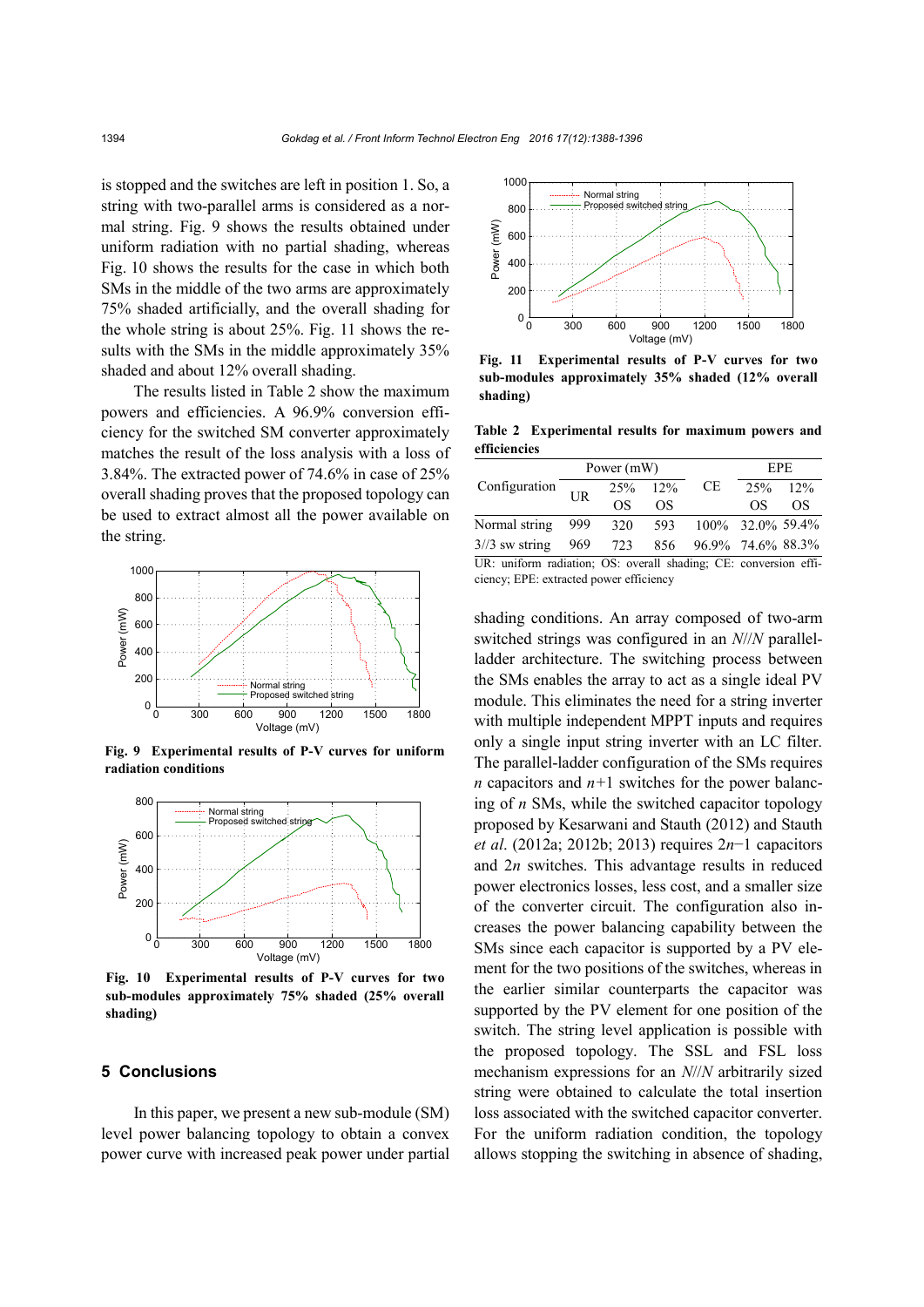is stopped and the switches are left in position 1. So, a string with two-parallel arms is considered as a normal string. Fig. 9 shows the results obtained under uniform radiation with no partial shading, whereas Fig. 10 shows the results for the case in which both SMs in the middle of the two arms are approximately 75% shaded artificially, and the overall shading for the whole string is about 25%. Fig. 11 shows the results with the SMs in the middle approximately 35% shaded and about 12% overall shading.

The results listed in Table 2 show the maximum powers and efficiencies. A 96.9% conversion efficiency for the switched SM converter approximately matches the result of the loss analysis with a loss of 3.84%. The extracted power of 74.6% in case of 25% overall shading proves that the proposed topology can be used to extract almost all the power available on the string.

**Fig. 9 Experimental results of P-V curves for uniform radiation conditions**

**Fig. 10 Experimental results of P-V curves for two sub-modules approximately 75% shaded (25% overall shading)**

**Fig. 11 Experimental results of P-V curves for two sub-modules approximately 35% shaded (12% overall shading)**

**Table 2 Experimental results for maximum powers and efficiencies**

| Configuration | Power (mW) | | | CE | EPE | |
|---|---|---|---|---|---|---|
| | UR | 25% OS | 12% OS | | 25% OS | 12% OS |
| Normal string | 999 | 320 | 593 | 100% | 32.0% | 59.4% |
| 3//3 sw string | 969 | 723 | 856 | 96.9% | 74.6% | 88.3% |

UR: uniform radiation; OS: overall shading; CE: conversion efficiency; EPE: extracted power efficiency

## 5 Conclusions

In this paper, we present a new sub-module (SM) level power balancing topology to obtain a convex power curve with increased peak power under partial shading conditions. An array composed of two-arm switched strings was configured in an $N//N$ parallel-ladder architecture. The switching process between the SMs enables the array to act as a single ideal PV module. This eliminates the need for a string inverter with multiple independent MPPT inputs and requires only a single input string inverter with an LC filter. The parallel-ladder configuration of the SMs requires $n$ capacitors and $n+1$ switches for the power balancing of $n$ SMs, while the switched capacitor topology proposed by Kesarwani and Stauth (2012) and Stauth *et al.* (2012a; 2012b; 2013) requires $2n-1$ capacitors and $2n$ switches. This advantage results in reduced power electronics losses, less cost, and a smaller size of the converter circuit. The configuration also increases the power balancing capability between the SMs since each capacitor is supported by a PV element for the two positions of the switches, whereas in the earlier similar counterparts the capacitor was supported by the PV element for one position of the switch. The string level application is possible with the proposed topology. The SSL and FSL loss mechanism expressions for an $N//N$ arbitrarily sized string were obtained to calculate the total insertion loss associated with the switched capacitor converter. For the uniform radiation condition, the topology allows stopping the switching in absence of shading,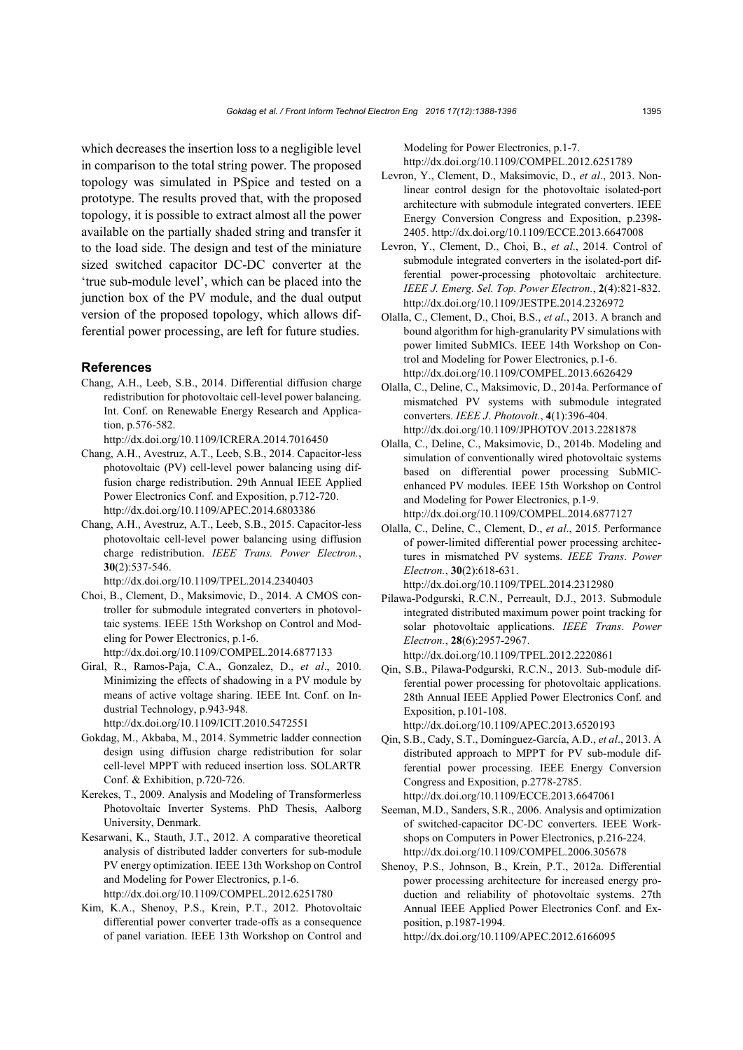which decreases the insertion loss to a negligible level in comparison to the total string power. The proposed topology was simulated in PSpice and tested on a prototype. The results proved that, with the proposed topology, it is possible to extract almost all the power available on the partially shaded string and transfer it to the load side. The design and test of the miniature sized switched capacitor DC-DC converter at the 'true sub-module level', which can be placed into the junction box of the PV module, and the dual output version of the proposed topology, which allows differential power processing, are left for future studies.

## References

Chang, A.H., Leeb, S.B., 2014. Differential diffusion charge redistribution for photovoltaic cell-level power balancing. Int. Conf. on Renewable Energy Research and Application, p.576-582. http://dx.doi.org/10.1109/ICRERA.2014.7016450

Chang, A.H., Avestruz, A.T., Leeb, S.B., 2014. Capacitor-less photovoltaic (PV) cell-level power balancing using diffusion charge redistribution. 29th Annual IEEE Applied Power Electronics Conf. and Exposition, p.712-720. http://dx.doi.org/10.1109/APEC.2014.6803386

Chang, A.H., Avestruz, A.T., Leeb, S.B., 2015. Capacitor-less photovoltaic cell-level power balancing using diffusion charge redistribution. *IEEE Trans. Power Electron.*, **30**(2):537-546. http://dx.doi.org/10.1109/TPEL.2014.2340403

Choi, B., Clement, D., Maksimovic, D., 2014. A CMOS controller for submodule integrated converters in photovoltaic systems. IEEE 15th Workshop on Control and Modeling for Power Electronics, p.1-6. http://dx.doi.org/10.1109/COMPEL.2014.6877133

Giral, R., Ramos-Paja, C.A., Gonzalez, D., *et al*., 2010. Minimizing the effects of shadowing in a PV module by means of active voltage sharing. IEEE Int. Conf. on Industrial Technology, p.943-948. http://dx.doi.org/10.1109/ICIT.2010.5472551

Gokdag, M., Akbaba, M., 2014. Symmetric ladder connection design using diffusion charge redistribution for solar cell-level MPPT with reduced insertion loss. SOLARTR Conf. & Exhibition, p.720-726.

Kerekes, T., 2009. Analysis and Modeling of Transformerless Photovoltaic Inverter Systems. PhD Thesis, Aalborg University, Denmark.

Kesarwani, K., Stauth, J.T., 2012. A comparative theoretical analysis of distributed ladder converters for sub-module PV energy optimization. IEEE 13th Workshop on Control and Modeling for Power Electronics, p.1-6. http://dx.doi.org/10.1109/COMPEL.2012.6251780

Kim, K.A., Shenoy, P.S., Krein, P.T., 2012. Photovoltaic differential power converter trade-offs as a consequence of panel variation. IEEE 13th Workshop on Control and Modeling for Power Electronics, p.1-7. http://dx.doi.org/10.1109/COMPEL.2012.6251789

Levron, Y., Clement, D., Maksimovic, D., *et al*., 2013. Nonlinear control design for the photovoltaic isolated-port architecture with submodule integrated converters. IEEE Energy Conversion Congress and Exposition, p.2398-2405. http://dx.doi.org/10.1109/ECCE.2013.6647008

Levron, Y., Clement, D., Choi, B., *et al*., 2014. Control of submodule integrated converters in the isolated-port differential power-processing photovoltaic architecture. *IEEE J. Emerg. Sel. Top. Power Electron.*, **2**(4):821-832. http://dx.doi.org/10.1109/JESTPE.2014.2326972

Olalla, C., Clement, D., Choi, B.S., *et al*., 2013. A branch and bound algorithm for high-granularity PV simulations with power limited SubMICs. IEEE 14th Workshop on Control and Modeling for Power Electronics, p.1-6. http://dx.doi.org/10.1109/COMPEL.2013.6626429

Olalla, C., Deline, C., Maksimovic, D., 2014a. Performance of mismatched PV systems with submodule integrated converters. *IEEE J. Photovolt.*, **4**(1):396-404. http://dx.doi.org/10.1109/JPHOTOV.2013.2281878

Olalla, C., Deline, C., Maksimovic, D., 2014b. Modeling and simulation of conventionally wired photovoltaic systems based on differential power processing SubMIC-enhanced PV modules. IEEE 15th Workshop on Control and Modeling for Power Electronics, p.1-9. http://dx.doi.org/10.1109/COMPEL.2014.6877127

Olalla, C., Deline, C., Clement, D., *et al*., 2015. Performance of power-limited differential power processing architectures in mismatched PV systems. *IEEE Trans*. *Power Electron*., **30**(2):618-631. http://dx.doi.org/10.1109/TPEL.2014.2312980

Pilawa-Podgurski, R.C.N., Perreault, D.J., 2013. Submodule integrated distributed maximum power point tracking for solar photovoltaic applications. *IEEE Trans*. *Power Electron*., **28**(6):2957-2967. http://dx.doi.org/10.1109/TPEL.2012.2220861

Qin, S.B., Pilawa-Podgurski, R.C.N., 2013. Sub-module differential power processing for photovoltaic applications. 28th Annual IEEE Applied Power Electronics Conf. and Exposition, p.101-108. http://dx.doi.org/10.1109/APEC.2013.6520193

Qin, S.B., Cady, S.T., Domínguez-García, A.D., *et al*., 2013. A distributed approach to MPPT for PV sub-module differential power processing. IEEE Energy Conversion Congress and Exposition, p.2778-2785. http://dx.doi.org/10.1109/ECCE.2013.6647061

Seeman, M.D., Sanders, S.R., 2006. Analysis and optimization of switched-capacitor DC-DC converters. IEEE Workshops on Computers in Power Electronics, p.216-224. http://dx.doi.org/10.1109/COMPEL.2006.305678

Shenoy, P.S., Johnson, B., Krein, P.T., 2012a. Differential power processing architecture for increased energy production and reliability of photovoltaic systems. 27th Annual IEEE Applied Power Electronics Conf. and Exposition, p.1987-1994. http://dx.doi.org/10.1109/APEC.2012.6166095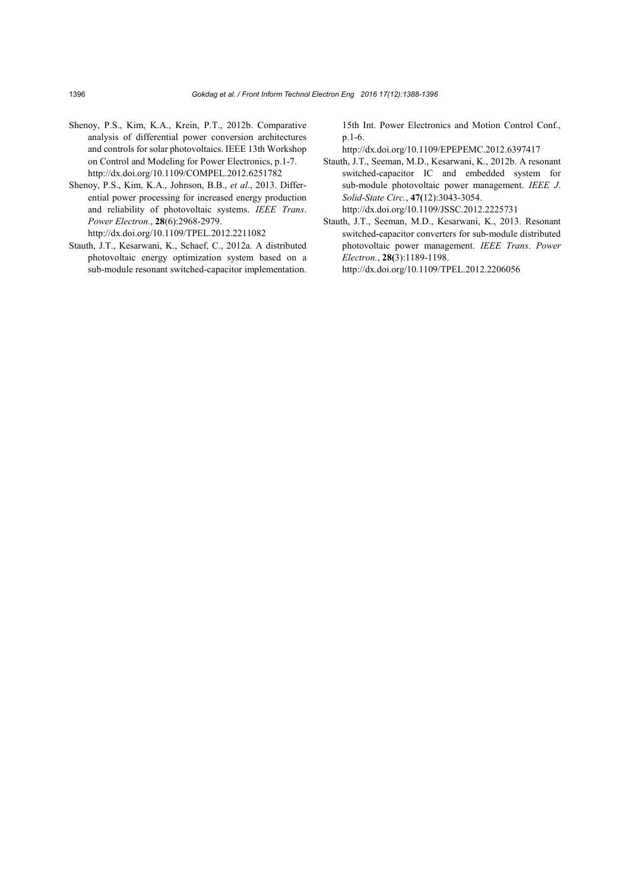Shenoy, P.S., Kim, K.A., Krein, P.T., 2012b. Comparative analysis of differential power conversion architectures and controls for solar photovoltaics. IEEE 13th Workshop on Control and Modeling for Power Electronics, p.1-7. http://dx.doi.org/10.1109/COMPEL.2012.6251782

Shenoy, P.S., Kim, K.A., Johnson, B.B., *et al*., 2013. Differential power processing for increased energy production and reliability of photovoltaic systems. *IEEE Trans*. *Power Electron*., **28**(6):2968-2979. http://dx.doi.org/10.1109/TPEL.2012.2211082

Stauth, J.T., Kesarwani, K., Schaef, C., 2012a. A distributed photovoltaic energy optimization system based on a sub-module resonant switched-capacitor implementation. 15th Int. Power Electronics and Motion Control Conf., p.1-6. http://dx.doi.org/10.1109/EPEPEMC.2012.6397417

Stauth, J.T., Seeman, M.D., Kesarwani, K., 2012b. A resonant switched-capacitor IC and embedded system for sub-module photovoltaic power management. *IEEE J*. *Solid-State Circ.*, **47(**12):3043-3054. http://dx.doi.org/10.1109/JSSC.2012.2225731

Stauth, J.T., Seeman, M.D., Kesarwani, K., 2013. Resonant switched-capacitor converters for sub-module distributed photovoltaic power management. *IEEE Trans*. *Power Electron.*, **28(**3):1189-1198. http://dx.doi.org/10.1109/TPEL.2012.2206056